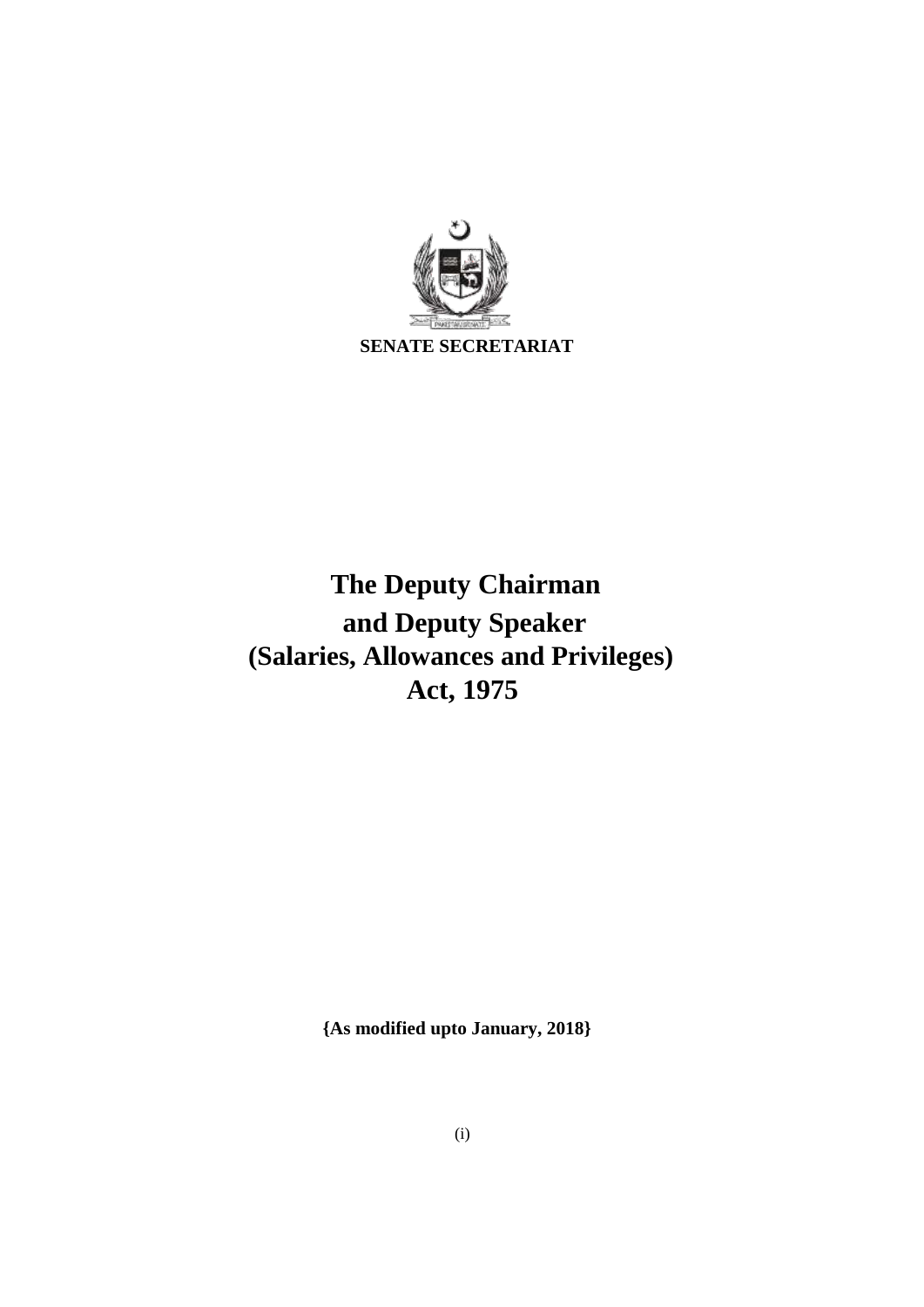**SENATE SECRETARIAT**

# The Deputy Chairman and Deputy Speaker (Salaries, Allowances and Privileges) Act, 1975

**{As modified upto January, 2018}**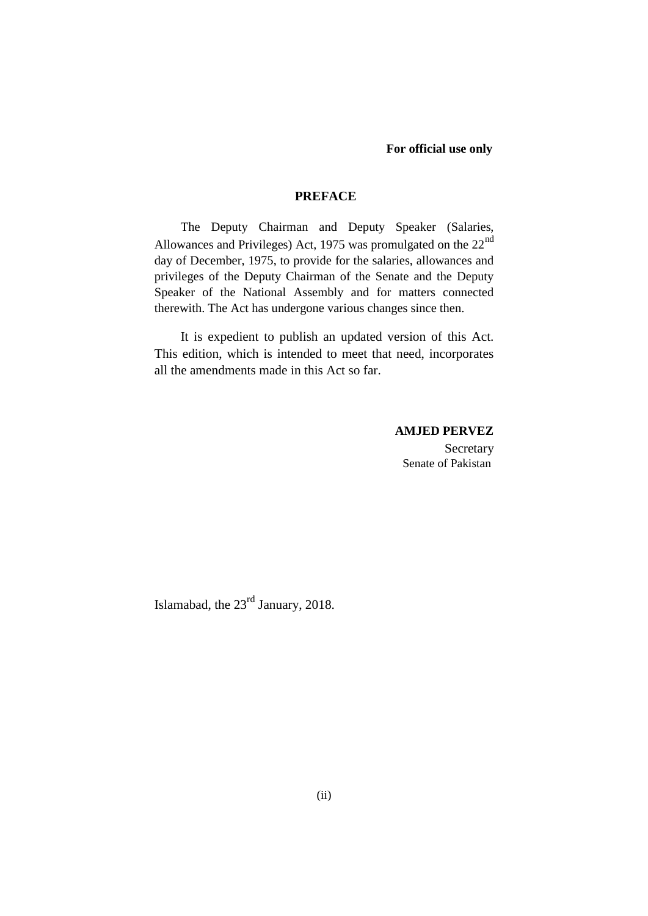**For official use only**

## PREFACE

The Deputy Chairman and Deputy Speaker (Salaries, Allowances and Privileges) Act, 1975 was promulgated on the 22nd day of December, 1975, to provide for the salaries, allowances and privileges of the Deputy Chairman of the Senate and the Deputy Speaker of the National Assembly and for matters connected therewith. The Act has undergone various changes since then.

It is expedient to publish an updated version of this Act. This edition, which is intended to meet that need, incorporates all the amendments made in this Act so far.

**AMJED PERVEZ**
Secretary
Senate of Pakistan

Islamabad, the 23rd January, 2018.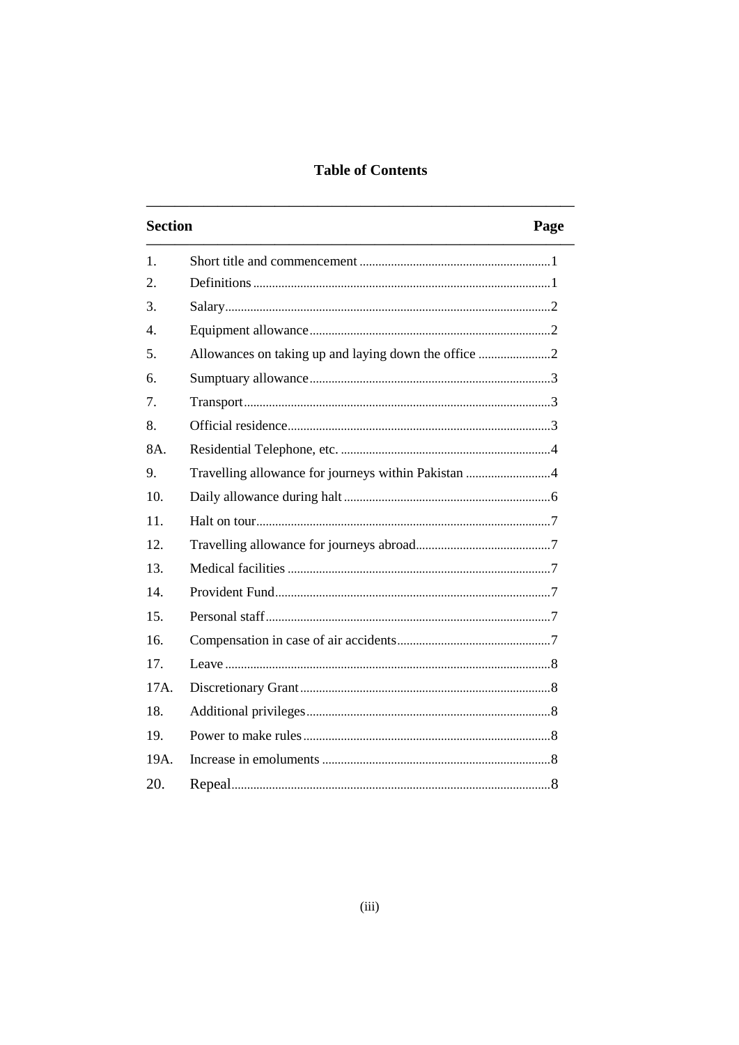## Table of Contents

| Section | | Page |
|---|---|---|
| 1. | Short title and commencement | 1 |
| 2. | Definitions | 1 |
| 3. | Salary | 2 |
| 4. | Equipment allowance | 2 |
| 5. | Allowances on taking up and laying down the office | 2 |
| 6. | Sumptuary allowance | 3 |
| 7. | Transport | 3 |
| 8. | Official residence | 3 |
| 8A. | Residential Telephone, etc. | 4 |
| 9. | Travelling allowance for journeys within Pakistan | 4 |
| 10. | Daily allowance during halt | 6 |
| 11. | Halt on tour | 7 |
| 12. | Travelling allowance for journeys abroad | 7 |
| 13. | Medical facilities | 7 |
| 14. | Provident Fund | 7 |
| 15. | Personal staff | 7 |
| 16. | Compensation in case of air accidents | 7 |
| 17. | Leave | 8 |
| 17A. | Discretionary Grant | 8 |
| 18. | Additional privileges | 8 |
| 19. | Power to make rules | 8 |
| 19A. | Increase in emoluments | 8 |
| 20. | Repeal | 8 |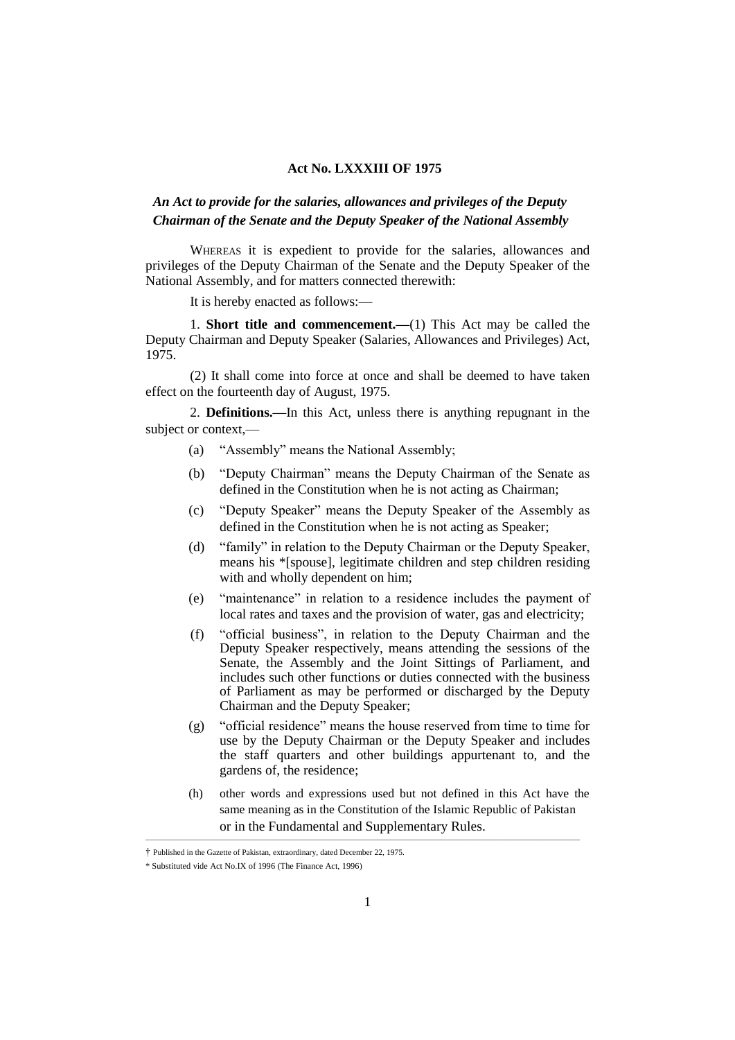**Act No. LXXXIII OF 1975**

***An Act to provide for the salaries, allowances and privileges of the Deputy Chairman of the Senate and the Deputy Speaker of the National Assembly***

WHEREAS it is expedient to provide for the salaries, allowances and privileges of the Deputy Chairman of the Senate and the Deputy Speaker of the National Assembly, and for matters connected therewith:

It is hereby enacted as follows:—

1. **Short title and commencement.—**(1) This Act may be called the Deputy Chairman and Deputy Speaker (Salaries, Allowances and Privileges) Act, 1975.

(2) It shall come into force at once and shall be deemed to have taken effect on the fourteenth day of August, 1975.

2. **Definitions.—**In this Act, unless there is anything repugnant in the subject or context,—

(a) "Assembly" means the National Assembly;

(b) "Deputy Chairman" means the Deputy Chairman of the Senate as defined in the Constitution when he is not acting as Chairman;

(c) "Deputy Speaker" means the Deputy Speaker of the Assembly as defined in the Constitution when he is not acting as Speaker;

(d) "family" in relation to the Deputy Chairman or the Deputy Speaker, means his *[spouse], legitimate children and step children residing with and wholly dependent on him;

(e) "maintenance" in relation to a residence includes the payment of local rates and taxes and the provision of water, gas and electricity;

(f) "official business", in relation to the Deputy Chairman and the Deputy Speaker respectively, means attending the sessions of the Senate, the Assembly and the Joint Sittings of Parliament, and includes such other functions or duties connected with the business of Parliament as may be performed or discharged by the Deputy Chairman and the Deputy Speaker;

(g) "official residence" means the house reserved from time to time for use by the Deputy Chairman or the Deputy Speaker and includes the staff quarters and other buildings appurtenant to, and the gardens of, the residence;

(h) other words and expressions used but not defined in this Act have the same meaning as in the Constitution of the Islamic Republic of Pakistan or in the Fundamental and Supplementary Rules.

---

† Published in the Gazette of Pakistan, extraordinary, dated December 22, 1975.

\* Substituted vide Act No.IX of 1996 (The Finance Act, 1996)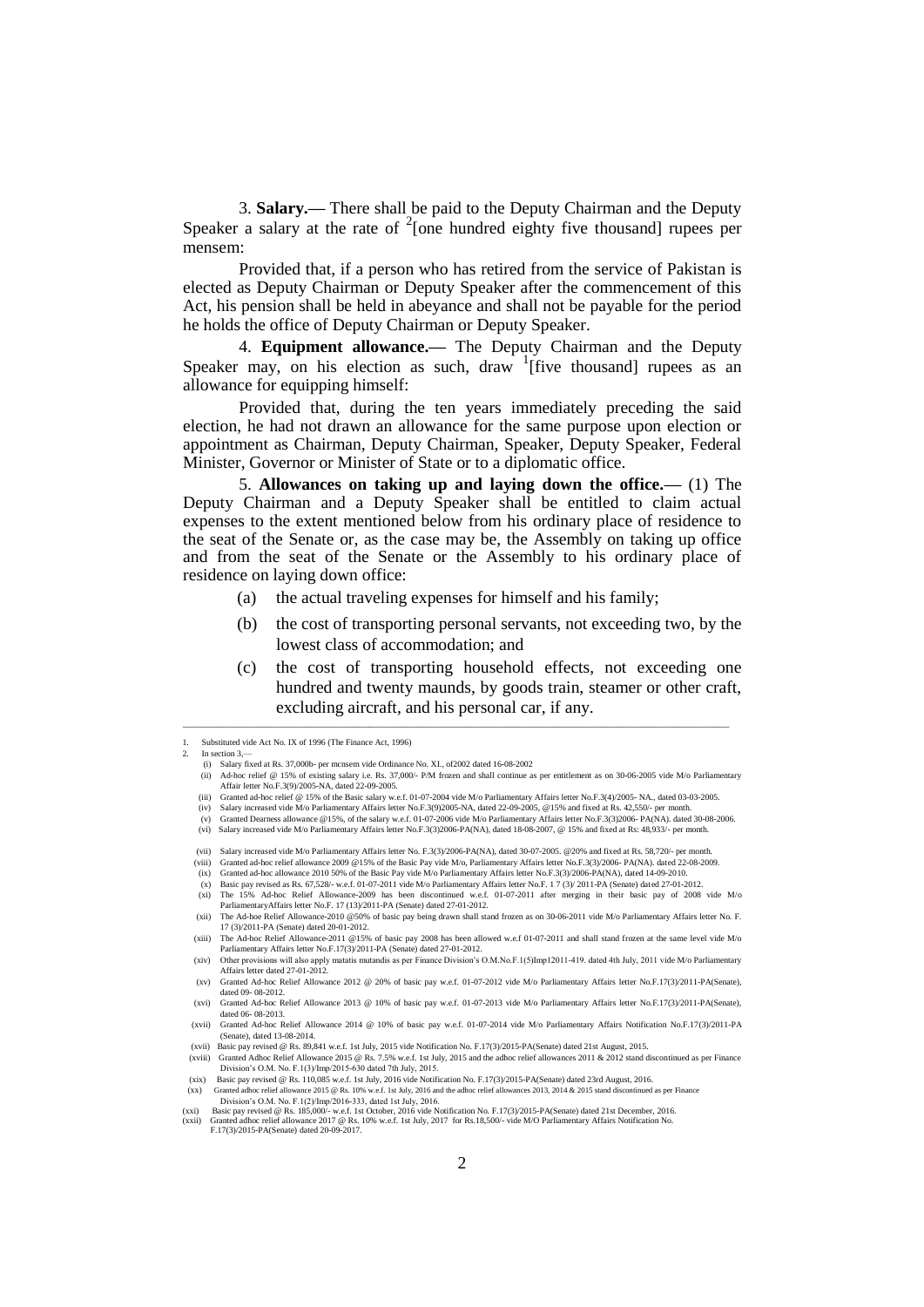3. **Salary.—** There shall be paid to the Deputy Chairman and the Deputy Speaker a salary at the rate of [2][one hundred eighty five thousand] rupees per mensem:

Provided that, if a person who has retired from the service of Pakistan is elected as Deputy Chairman or Deputy Speaker after the commencement of this Act, his pension shall be held in abeyance and shall not be payable for the period he holds the office of Deputy Chairman or Deputy Speaker.

4. **Equipment allowance.—** The Deputy Chairman and the Deputy Speaker may, on his election as such, draw [1][five thousand] rupees as an allowance for equipping himself:

Provided that, during the ten years immediately preceding the said election, he had not drawn an allowance for the same purpose upon election or appointment as Chairman, Deputy Chairman, Speaker, Deputy Speaker, Federal Minister, Governor or Minister of State or to a diplomatic office.

5. **Allowances on taking up and laying down the office.—** (1) The Deputy Chairman and a Deputy Speaker shall be entitled to claim actual expenses to the extent mentioned below from his ordinary place of residence to the seat of the Senate or, as the case may be, the Assembly on taking up office and from the seat of the Senate or the Assembly to his ordinary place of residence on laying down office:

(a) the actual traveling expenses for himself and his family;

(b) the cost of transporting personal servants, not exceeding two, by the lowest class of accommodation; and

(c) the cost of transporting household effects, not exceeding one hundred and twenty maunds, by goods train, steamer or other craft, excluding aircraft, and his personal car, if any.

---

1. Substituted vide Act No. IX of 1996 (The Finance Act, 1996)
2. In section 3,—
   (i) Salary fixed at Rs. 37,000b- per mcnsem vide Ordinance No. XI., of2002 dated 16-08-2002
   (ii) Ad-hoc relief @ 15% of existing salary i.e. Rs. 37,000/- P/M frozen and shall continue as per entitlement as on 30-06-2005 vide M/o Parliamentary Affair letter No.F.3(9)/2005-NA, dated 22-09-2005.
   (iii) Granted ad-hoc relief @ 15% of the Basic salary w.e.f. 01-07-2004 vide M/o Parliamentary Affairs letter No.F.3(4)/2005- NA., dated 03-03-2005.
   (iv) Salary increased vide M/o Parliamentary Affairs letter No.F.3(9)2005-NA, dated 22-09-2005, @15% and fixed at Rs. 42,550/- per month.
   (v) Granted Dearness allowance @15%, of the salary w.e.f. 01-07-2006 vide M/o Parliamentary Affairs letter No.F.3(3)2006- PA(NA). dated 30-08-2006.
   (vi) Salary increased vide M/o Parliamentary Affairs letter No.F.3(3)2006-PA(NA), dated 18-08-2007, @ 15% and fixed at Rs: 48,933/- per month.
   (vii) Salary increased vide M/o Parliamentary Affairs letter No. F.3(3)/2006-PA(NA), dated 30-07-2005. @20% and fixed at Rs. 58,720/- per month.
   (viii) Granted ad-hoc relief allowance 2009 @15% of the Basic Pay vide M/o, Parliamentary Affairs letter No.F.3(3)/2006- PA(NA). dated 22-08-2009.
   (ix) Granted ad-hoc allowance 2010 50% of the Basic Pay vide M/o Parliamentary Affairs letter No.F.3(3)/2006-PA(NA), dated 14-09-2010.
   (x) Basic pay revised as Rs. 67,528/- w.e.f. 01-07-2011 vide M/o Parliamentary Affairs letter No.F. 1 7 (3)/ 2011-PA (Senate) dated 27-01-2012.
   (xi) The 15% Ad-hoc Relief Allowance-2009 has been discontinued w.e.f. 01-07-2011 after merging in their basic pay of 2008 vide M/o ParliamentaryAffairs letter No.F. 17 (13)/2011-PA (Senate) dated 27-01-2012.
   (xii) The Ad-hoe Relief Allowance-2010 @50% of basic pay being drawn shall stand frozen as on 30-06-2011 vide M/o Parliamentary Affairs letter No. F. 17 (3)/2011-PA (Senate) dated 20-01-2012.
   (xiii) The Ad-hoc Relief Allowance-2011 @15% of basic pay 2008 has been allowed w.e.f 01-07-2011 and shall stand frozen at the same level vide M/o Parliamentary Affairs letter No.F.17(3)/2011-PA (Senate) dated 27-01-2012.
   (xiv) Other provisions will also apply matatis mutandis as per Finance Division's O.M.No.F.1(5)Imp12011-419. dated 4th July, 2011 vide M/o Parliamentary Affairs letter dated 27-01-2012.
   (xv) Granted Ad-hoc Relief Allowance 2012 @ 20% of basic pay w.e.f. 01-07-2012 vide M/o Parliamentary Affairs letter No.F.17(3)/2011-PA(Senate), dated 09- 08-2012.
   (xvi) Granted Ad-hoc Relief Allowance 2013 @ 10% of basic pay w.e.f. 01-07-2013 vide M/o Parliamentary Affairs letter No.F.17(3)/2011-PA(Senate), dated 06- 08-2013.
   (xvii) Granted Ad-hoc Relief Allowance 2014 @ 10% of basic pay w.e.f. 01-07-2014 vide M/o Parliamentary Affairs Notification No.F.17(3)/2011-PA (Senate), dated 13-08-2014.
   (xvii) Basic pay revised @ Rs. 89,841 w.e.f. 1st July, 2015 vide Notification No. F.17(3)/2015-PA(Senate) dated 21st August, 2015.
   (xviii) Granted Adhoc Relief Allowance 2015 @ Rs. 7.5% w.e.f. 1st July, 2015 and the adhoc relief allowances 2011 & 2012 stand discontinued as per Finance Division's O.M. No. F.1(3)/Imp/2015-630 dated 7th July, 2015.
   (xix) Basic pay revised @ Rs. 110,085 w.e.f. 1st July, 2016 vide Notification No. F.17(3)/2015-PA(Senate) dated 23rd August, 2016.
   (xx) Granted adhoc relief allowance 2015 @ Rs. 10% w.e.f. 1st July, 2016 and the adhoc relief allowances 2013, 2014 & 2015 stand discontinued as per Finance Division's O.M. No. F.1(2)/Imp/2016-333, dated 1st July, 2016.
   (xxi) Basic pay revised @ Rs. 185,000/- w.e.f. 1st October, 2016 vide Notification No. F.17(3)/2015-PA(Senate) dated 21st December, 2016.
   (xxii) Granted adhoc relief allowance 2017 @ Rs. 10% w.e.f. 1st July, 2017 for Rs.18,500/- vide M/O Parliamentary Affairs Notification No. F.17(3)/2015-PA(Senate) dated 20-09-2017.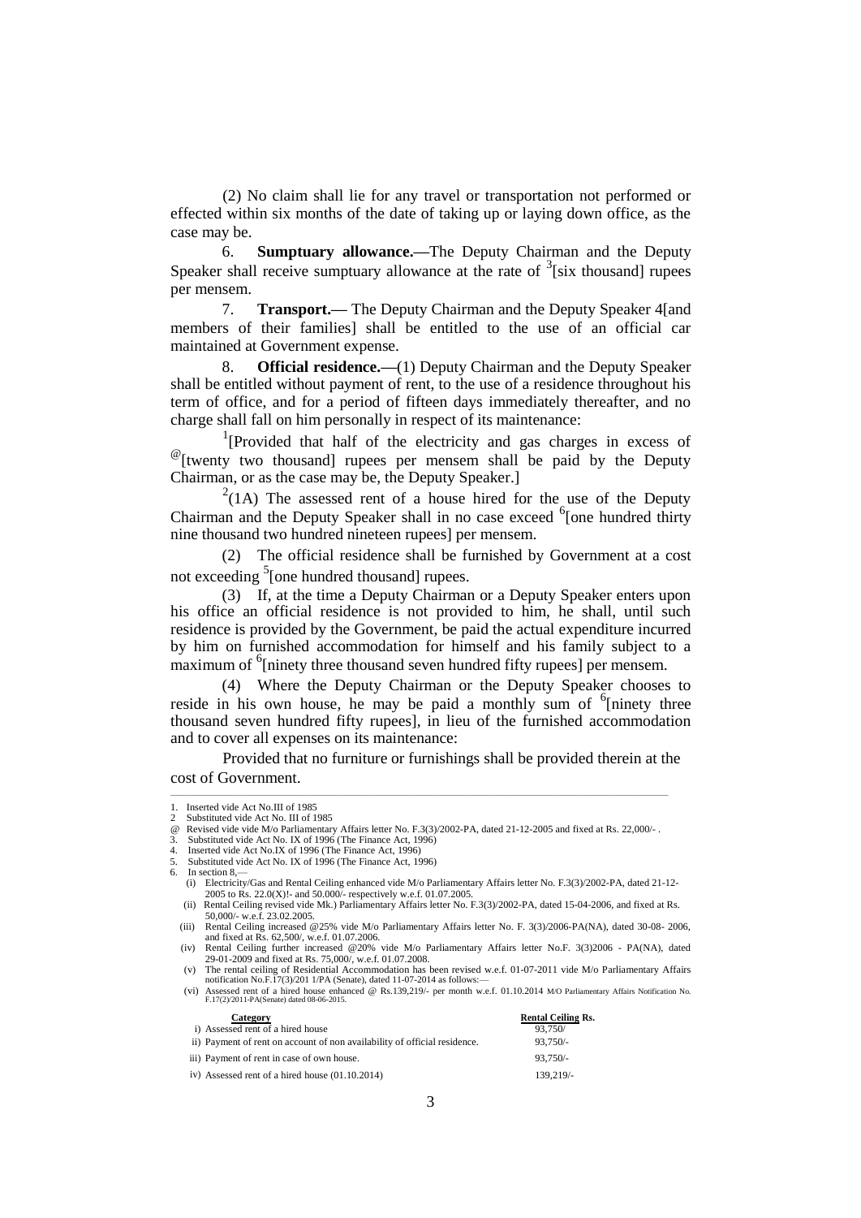(2) No claim shall lie for any travel or transportation not performed or effected within six months of the date of taking up or laying down office, as the case may be.

6. **Sumptuary allowance.—**The Deputy Chairman and the Deputy Speaker shall receive sumptuary allowance at the rate of [3][six thousand] rupees per mensem.

7. **Transport.—** The Deputy Chairman and the Deputy Speaker 4[and members of their families] shall be entitled to the use of an official car maintained at Government expense.

8. **Official residence.—**(1) Deputy Chairman and the Deputy Speaker shall be entitled without payment of rent, to the use of a residence throughout his term of office, and for a period of fifteen days immediately thereafter, and no charge shall fall on him personally in respect of its maintenance:

[1][Provided that half of the electricity and gas charges in excess of [@][twenty two thousand] rupees per mensem shall be paid by the Deputy Chairman, or as the case may be, the Deputy Speaker.]

[2](1A) The assessed rent of a house hired for the use of the Deputy Chairman and the Deputy Speaker shall in no case exceed [6][one hundred thirty nine thousand two hundred nineteen rupees] per mensem.

(2) The official residence shall be furnished by Government at a cost not exceeding [5][one hundred thousand] rupees.

(3) If, at the time a Deputy Chairman or a Deputy Speaker enters upon his office an official residence is not provided to him, he shall, until such residence is provided by the Government, be paid the actual expenditure incurred by him on furnished accommodation for himself and his family subject to a maximum of [6][ninety three thousand seven hundred fifty rupees] per mensem.

(4) Where the Deputy Chairman or the Deputy Speaker chooses to reside in his own house, he may be paid a monthly sum of [6][ninety three thousand seven hundred fifty rupees], in lieu of the furnished accommodation and to cover all expenses on its maintenance:

Provided that no furniture or furnishings shall be provided therein at the cost of Government.

---

1. Inserted vide Act No.III of 1985
2. Substituted vide Act No. III of 1985

@ Revised vide vide M/o Parliamentary Affairs letter No. F.3(3)/2002-PA, dated 21-12-2005 and fixed at Rs. 22,000/- .

3. Substituted vide Act No. IX of 1996 (The Finance Act, 1996)
4. Inserted vide Act No.IX of 1996 (The Finance Act, 1996)
5. Substituted vide Act No. IX of 1996 (The Finance Act, 1996)
6. In section 8,—
   (i) Electricity/Gas and Rental Ceiling enhanced vide M/o Parliamentary Affairs letter No. F.3(3)/2002-PA, dated 21-12-2005 to Rs. 22.0(X)!- and 50.000/- respectively w.e.f. 01.07.2005.
   (ii) Rental Ceiling revised vide Mk.) Parliamentary Affairs letter No. F.3(3)/2002-PA, dated 15-04-2006, and fixed at Rs. 50,000/- w.e.f. 23.02.2005.
   (iii) Rental Ceiling increased @25% vide M/o Parliamentary Affairs letter No. F. 3(3)/2006-PA(NA), dated 30-08- 2006, and fixed at Rs. 62,500/, w.e.f. 01.07.2006.
   (iv) Rental Ceiling further increased @20% vide M/o Parliamentary Affairs letter No.F. 3(3)2006 - PA(NA), dated 29-01-2009 and fixed at Rs. 75,000/, w.e.f. 01.07.2008.
   (v) The rental ceiling of Residential Accommodation has been revised w.e.f. 01-07-2011 vide M/o Parliamentary Affairs notification No.F.17(3)/201 1/PA (Senate), dated 11-07-2014 as follows:—
   (vi) Assessed rent of a hired house enhanced @ Rs.139,219/- per month w.e.f. 01.10.2014 M/O Parliamentary Affairs Notification No. F.17(2)/2011-PA(Senate) dated 08-06-2015.

| Category | Rental Ceiling Rs. |
|---|---|
| i) Assessed rent of a hired house | 93,750/ |
| ii) Payment of rent on account of non availability of official residence. | 93,750/- |
| iii) Payment of rent in case of own house. | 93,750/- |
| iv) Assessed rent of a hired house (01.10.2014) | 139,219/- |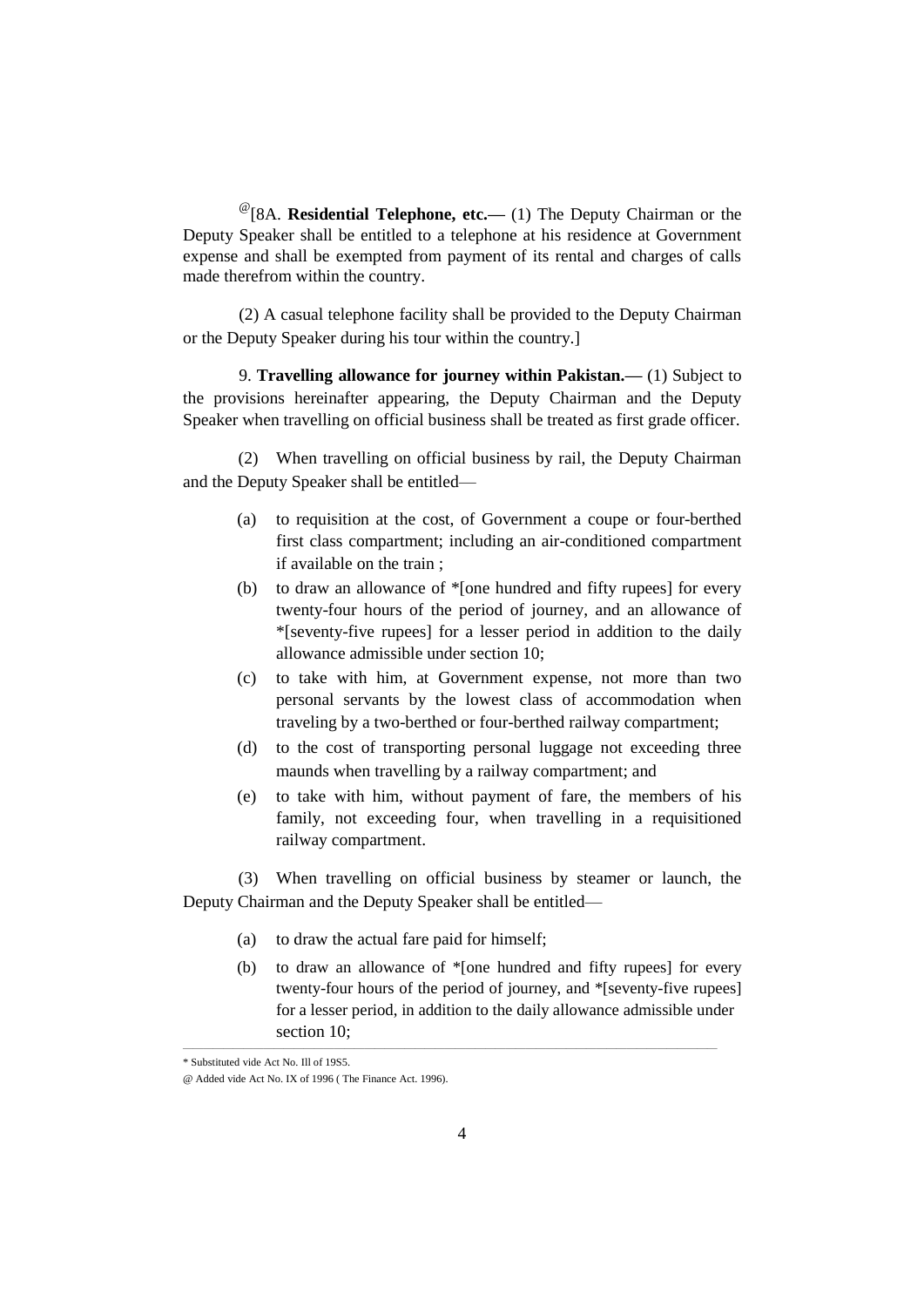@[8A. **Residential Telephone, etc.—** (1) The Deputy Chairman or the Deputy Speaker shall be entitled to a telephone at his residence at Government expense and shall be exempted from payment of its rental and charges of calls made therefrom within the country.

(2) A casual telephone facility shall be provided to the Deputy Chairman or the Deputy Speaker during his tour within the country.]

9. **Travelling allowance for journey within Pakistan.—** (1) Subject to the provisions hereinafter appearing, the Deputy Chairman and the Deputy Speaker when travelling on official business shall be treated as first grade officer.

(2) When travelling on official business by rail, the Deputy Chairman and the Deputy Speaker shall be entitled—

(a) to requisition at the cost, of Government a coupe or four-berthed first class compartment; including an air-conditioned compartment if available on the train ;

(b) to draw an allowance of *[one hundred and fifty rupees] for every twenty-four hours of the period of journey, and an allowance of *[seventy-five rupees] for a lesser period in addition to the daily allowance admissible under section 10;

(c) to take with him, at Government expense, not more than two personal servants by the lowest class of accommodation when traveling by a two-berthed or four-berthed railway compartment;

(d) to the cost of transporting personal luggage not exceeding three maunds when travelling by a railway compartment; and

(e) to take with him, without payment of fare, the members of his family, not exceeding four, when travelling in a requisitioned railway compartment.

(3) When travelling on official business by steamer or launch, the Deputy Chairman and the Deputy Speaker shall be entitled—

(a) to draw the actual fare paid for himself;

(b) to draw an allowance of *[one hundred and fifty rupees] for every twenty-four hours of the period of journey, and *[seventy-five rupees] for a lesser period, in addition to the daily allowance admissible under section 10;

---

* Substituted vide Act No. Ill of 19S5.

@ Added vide Act No. IX of 1996 ( The Finance Act. 1996).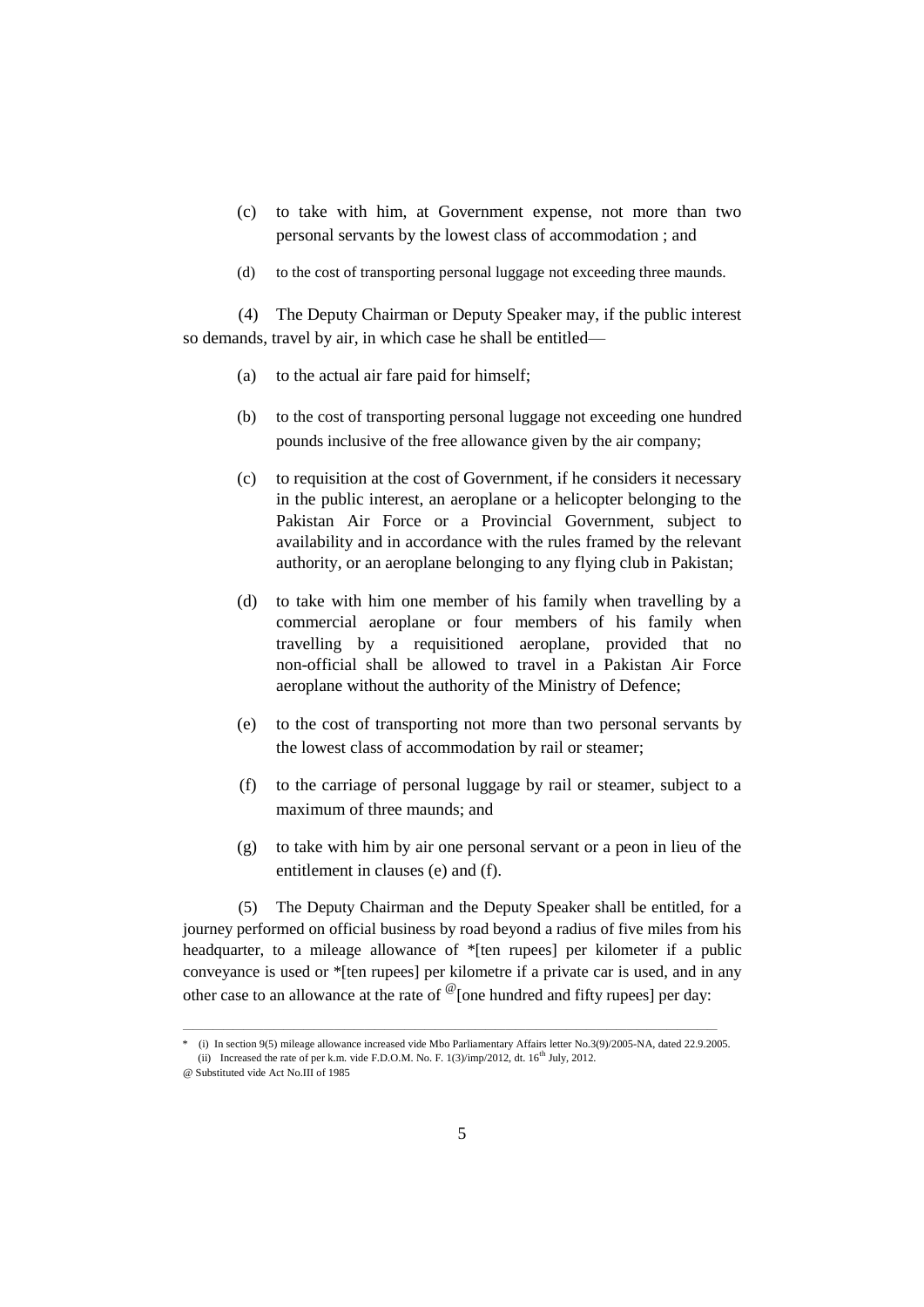(c) to take with him, at Government expense, not more than two personal servants by the lowest class of accommodation ; and

(d) to the cost of transporting personal luggage not exceeding three maunds.

(4) The Deputy Chairman or Deputy Speaker may, if the public interest so demands, travel by air, in which case he shall be entitled—

(a) to the actual air fare paid for himself;

(b) to the cost of transporting personal luggage not exceeding one hundred pounds inclusive of the free allowance given by the air company;

(c) to requisition at the cost of Government, if he considers it necessary in the public interest, an aeroplane or a helicopter belonging to the Pakistan Air Force or a Provincial Government, subject to availability and in accordance with the rules framed by the relevant authority, or an aeroplane belonging to any flying club in Pakistan;

(d) to take with him one member of his family when travelling by a commercial aeroplane or four members of his family when travelling by a requisitioned aeroplane, provided that no non-official shall be allowed to travel in a Pakistan Air Force aeroplane without the authority of the Ministry of Defence;

(e) to the cost of transporting not more than two personal servants by the lowest class of accommodation by rail or steamer;

(f) to the carriage of personal luggage by rail or steamer, subject to a maximum of three maunds; and

(g) to take with him by air one personal servant or a peon in lieu of the entitlement in clauses (e) and (f).

(5) The Deputy Chairman and the Deputy Speaker shall be entitled, for a journey performed on official business by road beyond a radius of five miles from his headquarter, to a mileage allowance of *[ten rupees] per kilometer if a public conveyance is used or *[ten rupees] per kilometre if a private car is used, and in any other case to an allowance at the rate of @[one hundred and fifty rupees] per day:

---

\* (i) In section 9(5) mileage allowance increased vide Mbo Parliamentary Affairs letter No.3(9)/2005-NA, dated 22.9.2005.
(ii) Increased the rate of per k.m. vide F.D.O.M. No. F. 1(3)/imp/2012, dt. 16th July, 2012.

@ Substituted vide Act No.III of 1985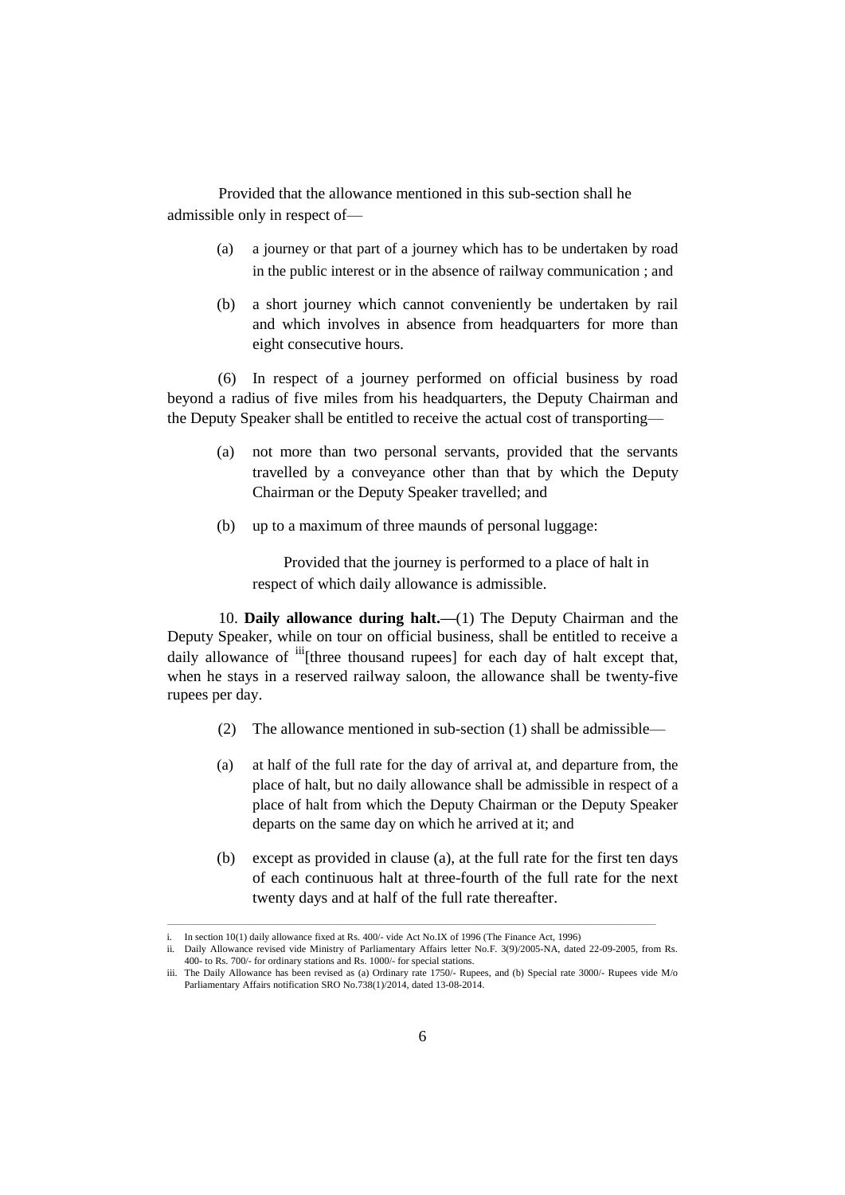Provided that the allowance mentioned in this sub-section shall he admissible only in respect of—

- (a) a journey or that part of a journey which has to be undertaken by road in the public interest or in the absence of railway communication ; and
- (b) a short journey which cannot conveniently be undertaken by rail and which involves in absence from headquarters for more than eight consecutive hours.

(6) In respect of a journey performed on official business by road beyond a radius of five miles from his headquarters, the Deputy Chairman and the Deputy Speaker shall be entitled to receive the actual cost of transporting—

- (a) not more than two personal servants, provided that the servants travelled by a conveyance other than that by which the Deputy Chairman or the Deputy Speaker travelled; and
- (b) up to a maximum of three maunds of personal luggage:

  Provided that the journey is performed to a place of halt in respect of which daily allowance is admissible.

10. **Daily allowance during halt.—**(1) The Deputy Chairman and the Deputy Speaker, while on tour on official business, shall be entitled to receive a daily allowance of [iii][three thousand rupees] for each day of halt except that, when he stays in a reserved railway saloon, the allowance shall be twenty-five rupees per day.

(2) The allowance mentioned in sub-section (1) shall be admissible—

- (a) at half of the full rate for the day of arrival at, and departure from, the place of halt, but no daily allowance shall be admissible in respect of a place of halt from which the Deputy Chairman or the Deputy Speaker departs on the same day on which he arrived at it; and
- (b) except as provided in clause (a), at the full rate for the first ten days of each continuous halt at three-fourth of the full rate for the next twenty days and at half of the full rate thereafter.

---

i. In section 10(1) daily allowance fixed at Rs. 400/- vide Act No.IX of 1996 (The Finance Act, 1996)

ii. Daily Allowance revised vide Ministry of Parliamentary Affairs letter No.F. 3(9)/2005-NA, dated 22-09-2005, from Rs. 400- to Rs. 700/- for ordinary stations and Rs. 1000/- for special stations.

iii. The Daily Allowance has been revised as (a) Ordinary rate 1750/- Rupees, and (b) Special rate 3000/- Rupees vide M/o Parliamentary Affairs notification SRO No.738(1)/2014, dated 13-08-2014.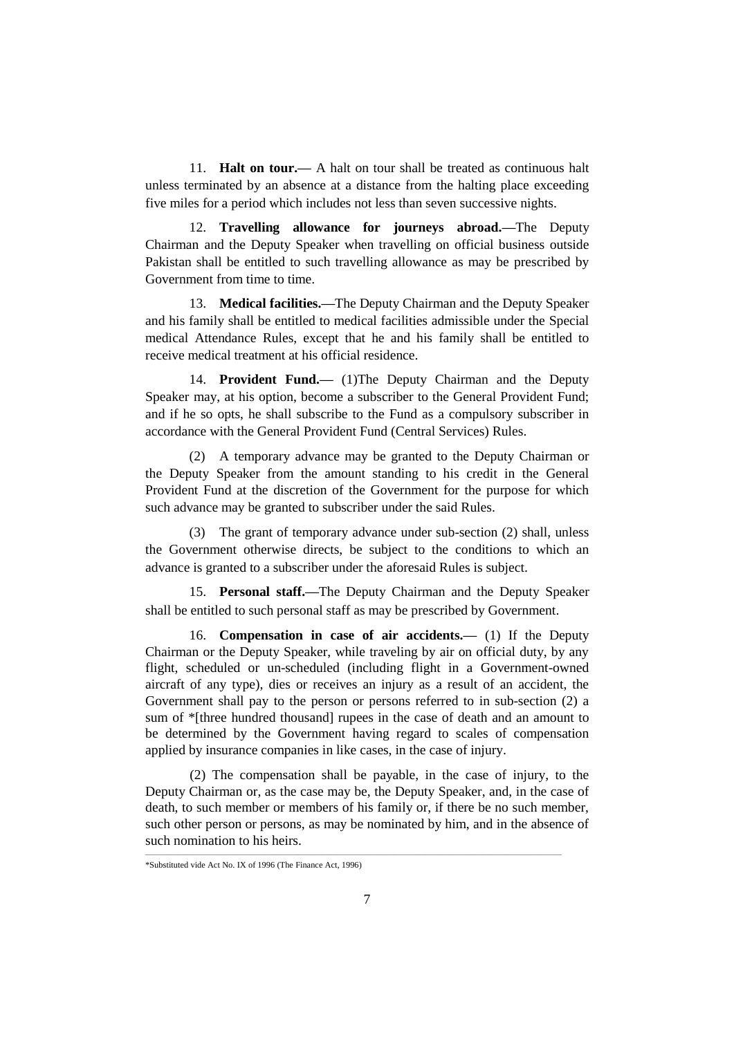11. **Halt on tour.—** A halt on tour shall be treated as continuous halt unless terminated by an absence at a distance from the halting place exceeding five miles for a period which includes not less than seven successive nights.

12. **Travelling allowance for journeys abroad.—**The Deputy Chairman and the Deputy Speaker when travelling on official business outside Pakistan shall be entitled to such travelling allowance as may be prescribed by Government from time to time.

13. **Medical facilities.—**The Deputy Chairman and the Deputy Speaker and his family shall be entitled to medical facilities admissible under the Special medical Attendance Rules, except that he and his family shall be entitled to receive medical treatment at his official residence.

14. **Provident Fund.—** (1)The Deputy Chairman and the Deputy Speaker may, at his option, become a subscriber to the General Provident Fund; and if he so opts, he shall subscribe to the Fund as a compulsory subscriber in accordance with the General Provident Fund (Central Services) Rules.

(2) A temporary advance may be granted to the Deputy Chairman or the Deputy Speaker from the amount standing to his credit in the General Provident Fund at the discretion of the Government for the purpose for which such advance may be granted to subscriber under the said Rules.

(3) The grant of temporary advance under sub-section (2) shall, unless the Government otherwise directs, be subject to the conditions to which an advance is granted to a subscriber under the aforesaid Rules is subject.

15. **Personal staff.—**The Deputy Chairman and the Deputy Speaker shall be entitled to such personal staff as may be prescribed by Government.

16. **Compensation in case of air accidents.—** (1) If the Deputy Chairman or the Deputy Speaker, while traveling by air on official duty, by any flight, scheduled or un-scheduled (including flight in a Government-owned aircraft of any type), dies or receives an injury as a result of an accident, the Government shall pay to the person or persons referred to in sub-section (2) a sum of *[three hundred thousand] rupees in the case of death and an amount to be determined by the Government having regard to scales of compensation applied by insurance companies in like cases, in the case of injury.

(2) The compensation shall be payable, in the case of injury, to the Deputy Chairman or, as the case may be, the Deputy Speaker, and, in the case of death, to such member or members of his family or, if there be no such member, such other person or persons, as may be nominated by him, and in the absence of such nomination to his heirs.

---

*Substituted vide Act No. IX of 1996 (The Finance Act, 1996)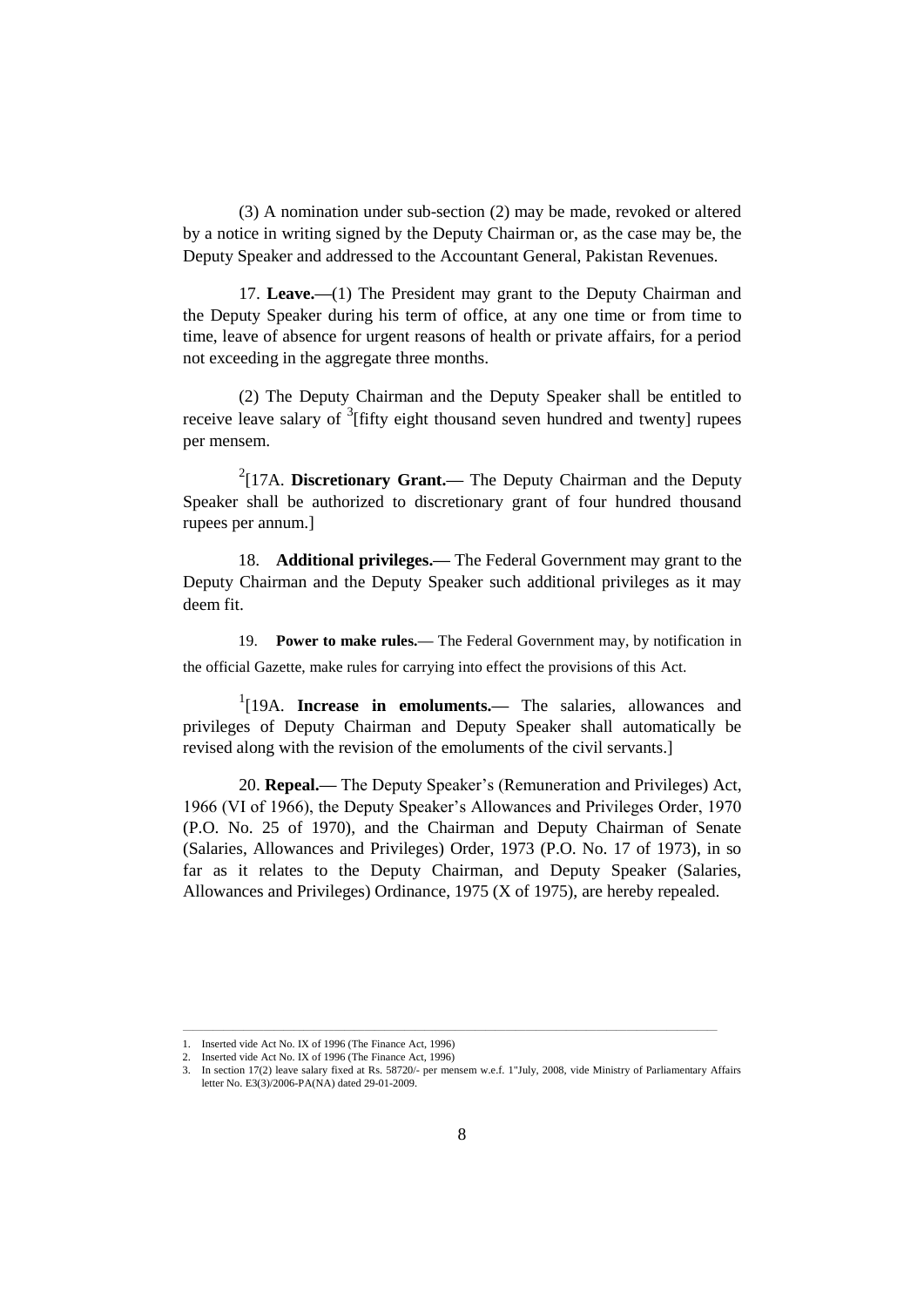(3) A nomination under sub-section (2) may be made, revoked or altered by a notice in writing signed by the Deputy Chairman or, as the case may be, the Deputy Speaker and addressed to the Accountant General, Pakistan Revenues.

17. **Leave.—**(1) The President may grant to the Deputy Chairman and the Deputy Speaker during his term of office, at any one time or from time to time, leave of absence for urgent reasons of health or private affairs, for a period not exceeding in the aggregate three months.

(2) The Deputy Chairman and the Deputy Speaker shall be entitled to receive leave salary of [3][fifty eight thousand seven hundred and twenty] rupees per mensem.

[2][17A. **Discretionary Grant.—** The Deputy Chairman and the Deputy Speaker shall be authorized to discretionary grant of four hundred thousand rupees per annum.]

18. **Additional privileges.—** The Federal Government may grant to the Deputy Chairman and the Deputy Speaker such additional privileges as it may deem fit.

19. **Power to make rules.—** The Federal Government may, by notification in the official Gazette, make rules for carrying into effect the provisions of this Act.

[1][19A. **Increase in emoluments.—** The salaries, allowances and privileges of Deputy Chairman and Deputy Speaker shall automatically be revised along with the revision of the emoluments of the civil servants.]

20. **Repeal.—** The Deputy Speaker's (Remuneration and Privileges) Act, 1966 (VI of 1966), the Deputy Speaker's Allowances and Privileges Order, 1970 (P.O. No. 25 of 1970), and the Chairman and Deputy Chairman of Senate (Salaries, Allowances and Privileges) Order, 1973 (P.O. No. 17 of 1973), in so far as it relates to the Deputy Chairman, and Deputy Speaker (Salaries, Allowances and Privileges) Ordinance, 1975 (X of 1975), are hereby repealed.

---

1. Inserted vide Act No. IX of 1996 (The Finance Act, 1996)
2. Inserted vide Act No. IX of 1996 (The Finance Act, 1996)
3. In section 17(2) leave salary fixed at Rs. 58720/- per mensem w.e.f. 1"July, 2008, vide Ministry of Parliamentary Affairs letter No. E3(3)/2006-PA(NA) dated 29-01-2009.